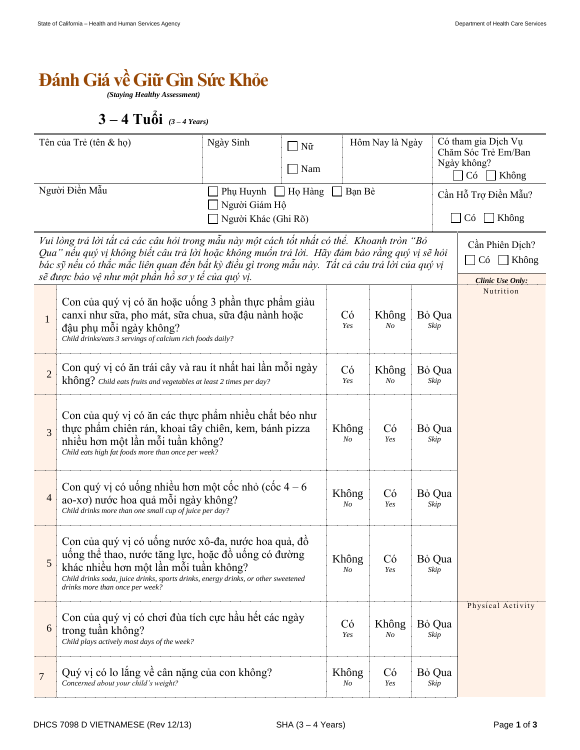# Đánh Giá về Giữ Gìn Sức Khỏe

***(Staying Healthy Assessment)***

## 3 – 4 Tuổi *(3 – 4 Years)*

| Tên của Trẻ (tên & họ) | Ngày Sinh | ☐ Nữ ☐ Nam | Hôm Nay là Ngày | Có tham gia Dịch Vụ Chăm Sóc Trẻ Em/Ban Ngày không? ☐ Có ☐ Không |
|---|---|---|---|---|
| Người Điền Mẫu | ☐ Phụ Huynh ☐ Họ Hàng ☐ Bạn Bè ☐ Người Giám Hộ ☐ Người Khác (Ghi Rõ) | | | Cần Hỗ Trợ Điền Mẫu? ☐ Có ☐ Không |

*Vui lòng trả lời tất cả các câu hỏi trong mẫu này một cách tốt nhất có thể. Khoanh tròn "Bỏ Qua" nếu quý vị không biết câu trả lời hoặc không muốn trả lời. Hãy đảm bảo rằng quý vị sẽ hỏi bác sỹ nếu có thắc mắc liên quan đến bất kỳ điều gì trong mẫu này. Tất cả câu trả lời của quý vị sẽ được bảo vệ như một phần hồ sơ y tế của quý vị.*

Cần Phiên Dịch? ☐ Có ☐ Không

| # | Câu hỏi | | | | ***Clinic Use Only:*** |
|---|---|---|---|---|---|
| 1 | Con của quý vị có ăn hoặc uống 3 phần thực phẩm giàu canxi như sữa, pho mát, sữa chua, sữa đậu nành hoặc đậu phụ mỗi ngày không? *Child drinks/eats 3 servings of calcium rich foods daily?* | Có *Yes* | Không *No* | Bỏ Qua *Skip* | Nutrition |
| 2 | Con quý vị có ăn trái cây và rau ít nhất hai lần mỗi ngày không? *Child eats fruits and vegetables at least 2 times per day?* | Có *Yes* | Không *No* | Bỏ Qua *Skip* | |
| 3 | Con của quý vị có ăn các thực phẩm nhiều chất béo như thực phẩm chiên rán, khoai tây chiên, kem, bánh pizza nhiều hơn một lần mỗi tuần không? *Child eats high fat foods more than once per week?* | Không *No* | Có *Yes* | Bỏ Qua *Skip* | |
| 4 | Con quý vị có uống nhiều hơn một cốc nhỏ (cốc 4 – 6 ao-xơ) nước hoa quả mỗi ngày không? *Child drinks more than one small cup of juice per day?* | Không *No* | Có *Yes* | Bỏ Qua *Skip* | |
| 5 | Con của quý vị có uống nước xô-đa, nước hoa quả, đồ uống thể thao, nước tăng lực, hoặc đồ uống có đường khác nhiều hơn một lần mỗi tuần không? *Child drinks soda, juice drinks, sports drinks, energy drinks, or other sweetened drinks more than once per week?* | Không *No* | Có *Yes* | Bỏ Qua *Skip* | |
| 6 | Con của quý vị có chơi đùa tích cực hầu hết các ngày trong tuần không? *Child plays actively most days of the week?* | Có *Yes* | Không *No* | Bỏ Qua *Skip* | Physical Activity |
| 7 | Quý vị có lo lắng về cân nặng của con không? *Concerned about your child's weight?* | Không *No* | Có *Yes* | Bỏ Qua *Skip* | |

DHCS 7098 D VIETNAMESE (Rev 12/13) SHA (3 – 4 Years)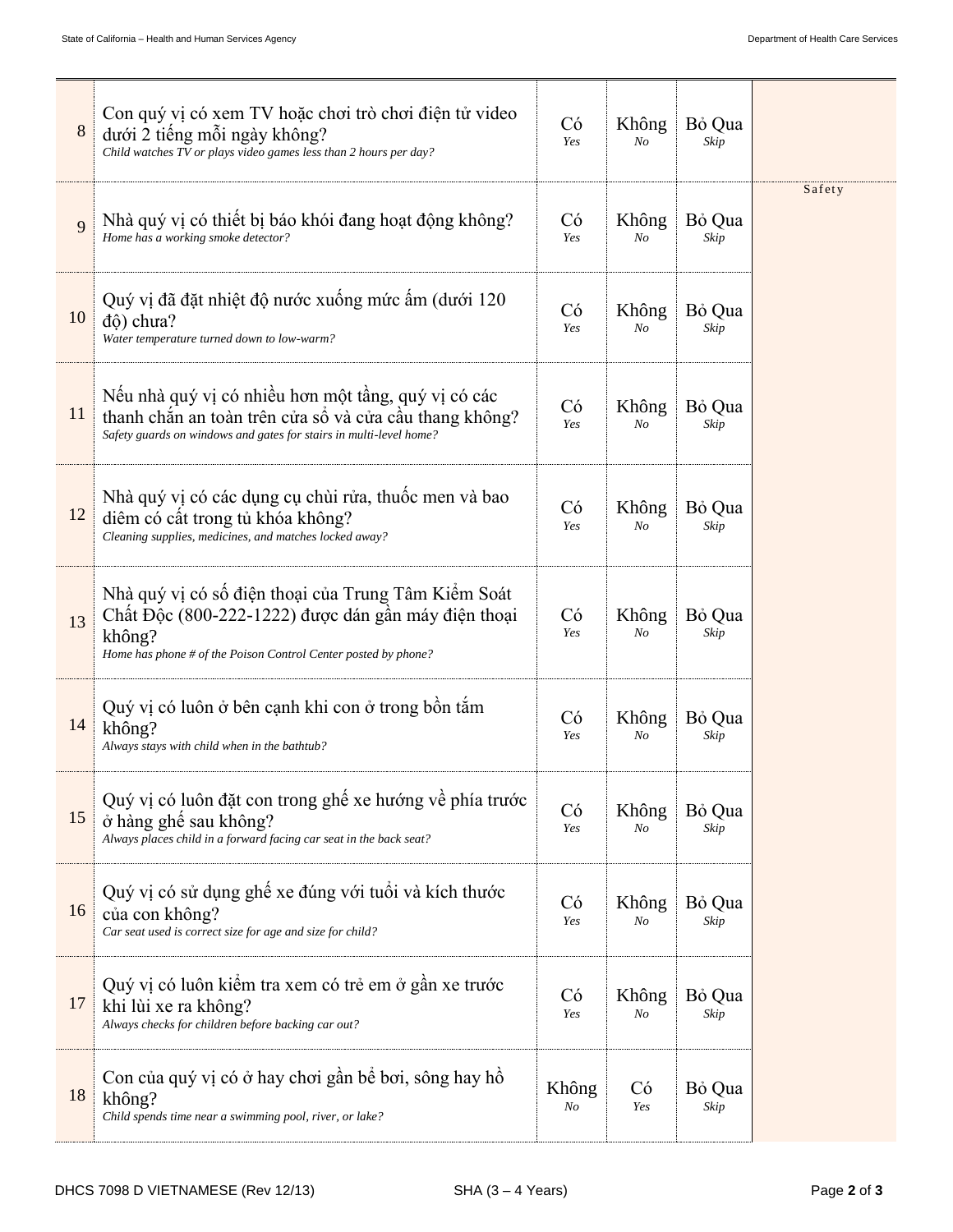| # | Question | | | | |
|---|---|---|---|---|---|
| 8 | Con quý vị có xem TV hoặc chơi trò chơi điện tử video dưới 2 tiếng mỗi ngày không?<br>*Child watches TV or plays video games less than 2 hours per day?* | Có<br>*Yes* | Không<br>*No* | Bỏ Qua<br>*Skip* | |
| 9 | Nhà quý vị có thiết bị báo khói đang hoạt động không?<br>*Home has a working smoke detector?* | Có<br>*Yes* | Không<br>*No* | Bỏ Qua<br>*Skip* | Safety |
| 10 | Quý vị đã đặt nhiệt độ nước xuống mức ấm (dưới 120 độ) chưa?<br>*Water temperature turned down to low-warm?* | Có<br>*Yes* | Không<br>*No* | Bỏ Qua<br>*Skip* | |
| 11 | Nếu nhà quý vị có nhiều hơn một tầng, quý vị có các thanh chắn an toàn trên cửa sổ và cửa cầu thang không?<br>*Safety guards on windows and gates for stairs in multi-level home?* | Có<br>*Yes* | Không<br>*No* | Bỏ Qua<br>*Skip* | |
| 12 | Nhà quý vị có các dụng cụ chùi rửa, thuốc men và bao diêm có cất trong tủ khóa không?<br>*Cleaning supplies, medicines, and matches locked away?* | Có<br>*Yes* | Không<br>*No* | Bỏ Qua<br>*Skip* | |
| 13 | Nhà quý vị có số điện thoại của Trung Tâm Kiểm Soát Chất Độc (800-222-1222) được dán gần máy điện thoại không?<br>*Home has phone # of the Poison Control Center posted by phone?* | Có<br>*Yes* | Không<br>*No* | Bỏ Qua<br>*Skip* | |
| 14 | Quý vị có luôn ở bên cạnh khi con ở trong bồn tắm không?<br>*Always stays with child when in the bathtub?* | Có<br>*Yes* | Không<br>*No* | Bỏ Qua<br>*Skip* | |
| 15 | Quý vị có luôn đặt con trong ghế xe hướng về phía trước ở hàng ghế sau không?<br>*Always places child in a forward facing car seat in the back seat?* | Có<br>*Yes* | Không<br>*No* | Bỏ Qua<br>*Skip* | |
| 16 | Quý vị có sử dụng ghế xe đúng với tuổi và kích thước của con không?<br>*Car seat used is correct size for age and size for child?* | Có<br>*Yes* | Không<br>*No* | Bỏ Qua<br>*Skip* | |
| 17 | Quý vị có luôn kiểm tra xem có trẻ em ở gần xe trước khi lùi xe ra không?<br>*Always checks for children before backing car out?* | Có<br>*Yes* | Không<br>*No* | Bỏ Qua<br>*Skip* | |
| 18 | Con của quý vị có ở hay chơi gần bể bơi, sông hay hồ không?<br>*Child spends time near a swimming pool, river, or lake?* | Không<br>*No* | Có<br>*Yes* | Bỏ Qua<br>*Skip* | |

DHCS 7098 D VIETNAMESE (Rev 12/13) SHA (3 – 4 Years)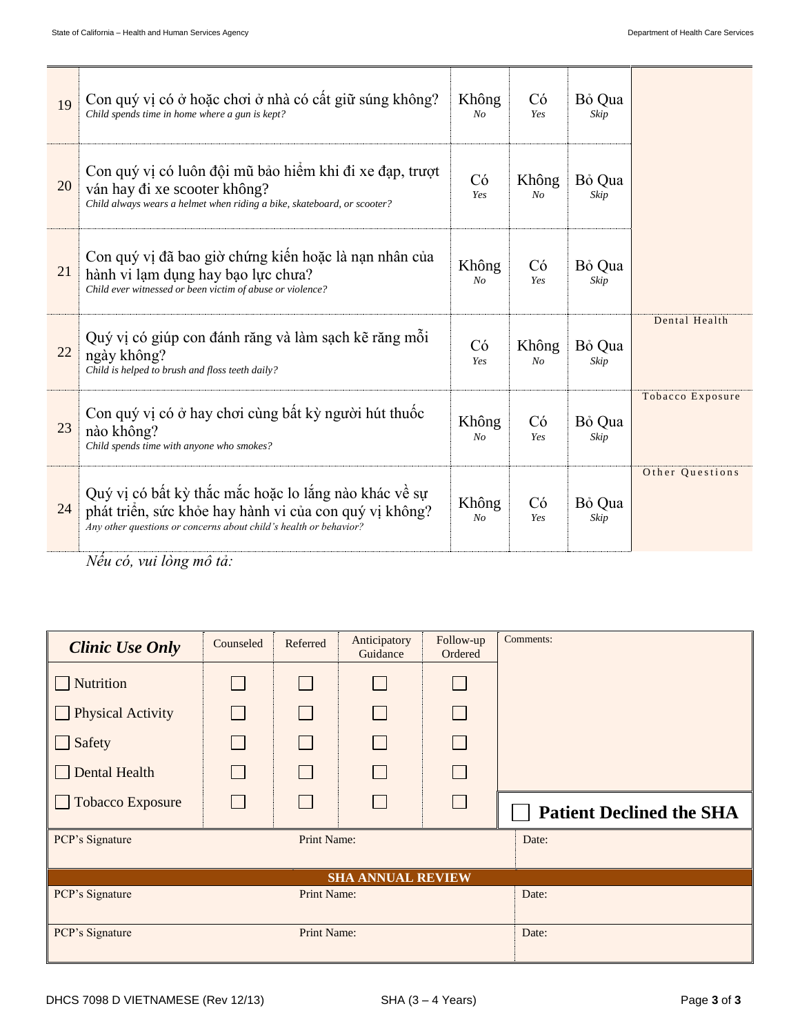| | | | | | |
|---|---|---|---|---|---|
| 19 | Con quý vị có ở hoặc chơi ở nhà có cất giữ súng không?<br>*Child spends time in home where a gun is kept?* | Không<br>*No* | Có<br>*Yes* | Bỏ Qua<br>*Skip* | |
| 20 | Con quý vị có luôn đội mũ bảo hiểm khi đi xe đạp, trượt ván hay đi xe scooter không?<br>*Child always wears a helmet when riding a bike, skateboard, or scooter?* | Có<br>*Yes* | Không<br>*No* | Bỏ Qua<br>*Skip* | |
| 21 | Con quý vị đã bao giờ chứng kiến hoặc là nạn nhân của hành vi lạm dụng hay bạo lực chưa?<br>*Child ever witnessed or been victim of abuse or violence?* | Không<br>*No* | Có<br>*Yes* | Bỏ Qua<br>*Skip* | |
| 22 | Quý vị có giúp con đánh răng và làm sạch kẽ răng mỗi ngày không?<br>*Child is helped to brush and floss teeth daily?* | Có<br>*Yes* | Không<br>*No* | Bỏ Qua<br>*Skip* | Dental Health |
| 23 | Con quý vị có ở hay chơi cùng bất kỳ người hút thuốc nào không?<br>*Child spends time with anyone who smokes?* | Không<br>*No* | Có<br>*Yes* | Bỏ Qua<br>*Skip* | Tobacco Exposure |
| 24 | Quý vị có bất kỳ thắc mắc hoặc lo lắng nào khác về sự phát triển, sức khỏe hay hành vi của con quý vị không?<br>*Any other questions or concerns about child's health or behavior?* | Không<br>*No* | Có<br>*Yes* | Bỏ Qua<br>*Skip* | Other Questions |

*Nếu có, vui lòng mô tả:*

| ***Clinic Use Only*** | Counseled | Referred | Anticipatory Guidance | Follow-up Ordered | Comments: |
|---|---|---|---|---|---|
| ☐ Nutrition | ☐ | ☐ | ☐ | ☐ | |
| ☐ Physical Activity | ☐ | ☐ | ☐ | ☐ | |
| ☐ Safety | ☐ | ☐ | ☐ | ☐ | |
| ☐ Dental Health | ☐ | ☐ | ☐ | ☐ | |
| ☐ Tobacco Exposure | ☐ | ☐ | ☐ | ☐ | ☐ **Patient Declined the SHA** |

| PCP's Signature | Print Name: | Date: |
|---|---|---|
| **SHA ANNUAL REVIEW** | | |
| PCP's Signature | Print Name: | Date: |
| PCP's Signature | Print Name: | Date: |

DHCS 7098 D VIETNAMESE (Rev 12/13) SHA (3 – 4 Years)